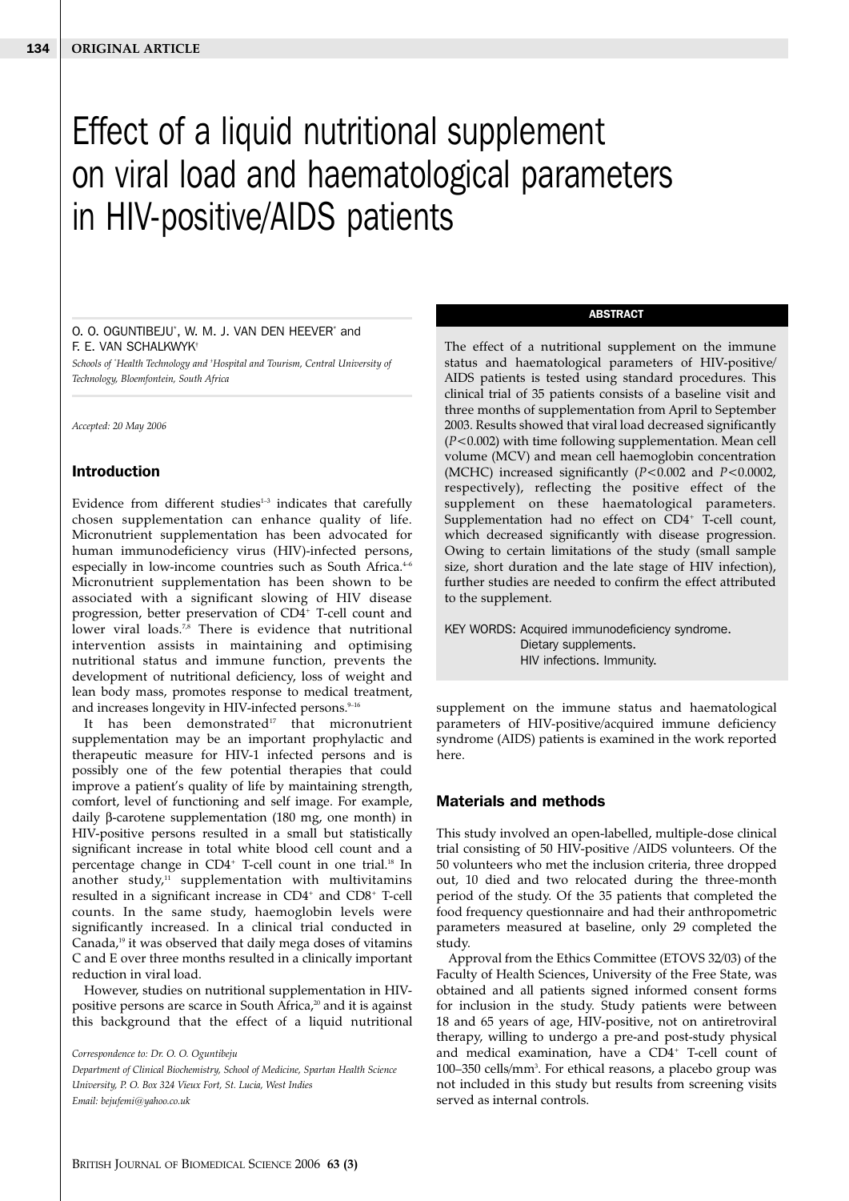ORIGINAL ARTICLE

# Effect of a liquid nutritional supplement on viral load and haematological parameters in HIV-positive/AIDS patients

O. O. OGUNTIBEJU[*], W. M. J. VAN DEN HEEVER[*] and F. E. VAN SCHALKWYK[†]

*Schools of [*]Health Technology and [†]Hospital and Tourism, Central University of Technology, Bloemfontein, South Africa*

*Accepted: 20 May 2006*

## ABSTRACT

The effect of a nutritional supplement on the immune status and haematological parameters of HIV-positive/AIDS patients is tested using standard procedures. This clinical trial of 35 patients consists of a baseline visit and three months of supplementation from April to September 2003. Results showed that viral load decreased significantly ($P<0.002$) with time following supplementation. Mean cell volume (MCV) and mean cell haemoglobin concentration (MCHC) increased significantly ($P<0.002$ and $P<0.0002$, respectively), reflecting the positive effect of the supplement on these haematological parameters. Supplementation had no effect on $CD4^+$ T-cell count, which decreased significantly with disease progression. Owing to certain limitations of the study (small sample size, short duration and the late stage of HIV infection), further studies are needed to confirm the effect attributed to the supplement.

KEY WORDS: Acquired immunodeficiency syndrome. Dietary supplements. HIV infections. Immunity.

## Introduction

Evidence from different studies[1–3] indicates that carefully chosen supplementation can enhance quality of life. Micronutrient supplementation has been advocated for human immunodeficiency virus (HIV)-infected persons, especially in low-income countries such as South Africa.[4–6] Micronutrient supplementation has been shown to be associated with a significant slowing of HIV disease progression, better preservation of $CD4^+$ T-cell count and lower viral loads.[7,8] There is evidence that nutritional intervention assists in maintaining and optimising nutritional status and immune function, prevents the development of nutritional deficiency, loss of weight and lean body mass, promotes response to medical treatment, and increases longevity in HIV-infected persons.[9–16]

It has been demonstrated[17] that micronutrient supplementation may be an important prophylactic and therapeutic measure for HIV-1 infected persons and is possibly one of the few potential therapies that could improve a patient's quality of life by maintaining strength, comfort, level of functioning and self image. For example, daily β-carotene supplementation (180 mg, one month) in HIV-positive persons resulted in a small but statistically significant increase in total white blood cell count and a percentage change in $CD4^+$ T-cell count in one trial.[18] In another study,[11] supplementation with multivitamins resulted in a significant increase in $CD4^+$ and $CD8^+$ T-cell counts. In the same study, haemoglobin levels were significantly increased. In a clinical trial conducted in Canada,[19] it was observed that daily mega doses of vitamins C and E over three months resulted in a clinically important reduction in viral load.

However, studies on nutritional supplementation in HIV-positive persons are scarce in South Africa,[20] and it is against this background that the effect of a liquid nutritional supplement on the immune status and haematological parameters of HIV-positive/acquired immune deficiency syndrome (AIDS) patients is examined in the work reported here.

*Correspondence to: Dr. O. O. Oguntibeju*
*Department of Clinical Biochemistry, School of Medicine, Spartan Health Science University, P. O. Box 324 Vieux Fort, St. Lucia, West Indies*
*Email: bejufemi@yahoo.co.uk*

## Materials and methods

This study involved an open-labelled, multiple-dose clinical trial consisting of 50 HIV-positive /AIDS volunteers. Of the 50 volunteers who met the inclusion criteria, three dropped out, 10 died and two relocated during the three-month period of the study. Of the 35 patients that completed the food frequency questionnaire and had their anthropometric parameters measured at baseline, only 29 completed the study.

Approval from the Ethics Committee (ETOVS 32/03) of the Faculty of Health Sciences, University of the Free State, was obtained and all patients signed informed consent forms for inclusion in the study. Study patients were between 18 and 65 years of age, HIV-positive, not on antiretroviral therapy, willing to undergo a pre-and post-study physical and medical examination, have a $CD4^+$ T-cell count of 100–350 cells/mm$^3$. For ethical reasons, a placebo group was not included in this study but results from screening visits served as internal controls.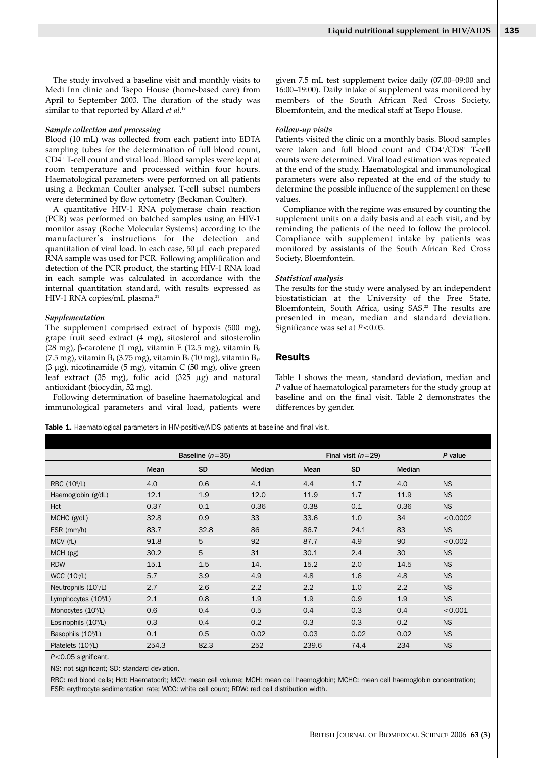The study involved a baseline visit and monthly visits to Medi Inn clinic and Tsepo House (home-based care) from April to September 2003. The duration of the study was similar to that reported by Allard *et al*.[19]

### *Sample collection and processing*

Blood (10 mL) was collected from each patient into EDTA sampling tubes for the determination of full blood count, $CD4^+$ T-cell count and viral load. Blood samples were kept at room temperature and processed within four hours. Haematological parameters were performed on all patients using a Beckman Coulter analyser. T-cell subset numbers were determined by flow cytometry (Beckman Coulter).

A quantitative HIV-1 RNA polymerase chain reaction (PCR) was performed on batched samples using an HIV-1 monitor assay (Roche Molecular Systems) according to the manufacturer's instructions for the detection and quantitation of viral load. In each case, 50 µL each prepared RNA sample was used for PCR. Following amplification and detection of the PCR product, the starting HIV-1 RNA load in each sample was calculated in accordance with the internal quantitation standard, with results expressed as HIV-1 RNA copies/mL plasma.[21]

### *Supplementation*

The supplement comprised extract of hypoxis (500 mg), grape fruit seed extract (4 mg), sitosterol and sitosterolin (28 mg), β-carotene (1 mg), vitamin E (12.5 mg), vitamin $B_6$ (7.5 mg), vitamin $B_1$ (3.75 mg), vitamin $B_2$ (10 mg), vitamin $B_{12}$ (3 µg), nicotinamide (5 mg), vitamin C (50 mg), olive green leaf extract (35 mg), folic acid (325 µg) and natural antioxidant (biocydin, 52 mg).

Following determination of baseline haematological and immunological parameters and viral load, patients were given 7.5 mL test supplement twice daily (07.00–09:00 and 16:00–19:00). Daily intake of supplement was monitored by members of the South African Red Cross Society, Bloemfontein, and the medical staff at Tsepo House.

### *Follow-up visits*

Patients visited the clinic on a monthly basis. Blood samples were taken and full blood count and $CD4^+/CD8^+$ T-cell counts were determined. Viral load estimation was repeated at the end of the study. Haematological and immunological parameters were also repeated at the end of the study to determine the possible influence of the supplement on these values.

Compliance with the regime was ensured by counting the supplement units on a daily basis and at each visit, and by reminding the patients of the need to follow the protocol. Compliance with supplement intake by patients was monitored by assistants of the South African Red Cross Society, Bloemfontein.

### *Statistical analysis*

The results for the study were analysed by an independent biostatistician at the University of the Free State, Bloemfontein, South Africa, using SAS.[22] The results are presented in mean, median and standard deviation. Significance was set at $P<0.05$.

## Results

Table 1 shows the mean, standard deviation, median and *P* value of haematological parameters for the study group at baseline and on the final visit. Table 2 demonstrates the differences by gender.

**Table 1.** Haematological parameters in HIV-positive/AIDS patients at baseline and final visit.

| | Baseline ($n$=35) | | | Final visit ($n$=29) | | | *P* value |
|---|---|---|---|---|---|---|---|
| | Mean | SD | Median | Mean | SD | Median | |
| RBC ($10^9$/L) | 4.0 | 0.6 | 4.1 | 4.4 | 1.7 | 4.0 | NS |
| Haemoglobin (g/dL) | 12.1 | 1.9 | 12.0 | 11.9 | 1.7 | 11.9 | NS |
| Hct | 0.37 | 0.1 | 0.36 | 0.38 | 0.1 | 0.36 | NS |
| MCHC (g/dL) | 32.8 | 0.9 | 33 | 33.6 | 1.0 | 34 | <0.0002 |
| ESR (mm/h) | 83.7 | 32.8 | 86 | 86.7 | 24.1 | 83 | NS |
| MCV (fL) | 91.8 | 5 | 92 | 87.7 | 4.9 | 90 | <0.002 |
| MCH (pg) | 30.2 | 5 | 31 | 30.1 | 2.4 | 30 | NS |
| RDW | 15.1 | 1.5 | 14. | 15.2 | 2.0 | 14.5 | NS |
| WCC ($10^9$/L) | 5.7 | 3.9 | 4.9 | 4.8 | 1.6 | 4.8 | NS |
| Neutrophils ($10^9$/L) | 2.7 | 2.6 | 2.2 | 2.2 | 1.0 | 2.2 | NS |
| Lymphocytes ($10^9$/L) | 2.1 | 0.8 | 1.9 | 1.9 | 0.9 | 1.9 | NS |
| Monocytes ($10^9$/L) | 0.6 | 0.4 | 0.5 | 0.4 | 0.3 | 0.4 | <0.001 |
| Eosinophils ($10^9$/L) | 0.3 | 0.4 | 0.2 | 0.3 | 0.3 | 0.2 | NS |
| Basophils ($10^9$/L) | 0.1 | 0.5 | 0.02 | 0.03 | 0.02 | 0.02 | NS |
| Platelets ($10^9$/L) | 254.3 | 82.3 | 252 | 239.6 | 74.4 | 234 | NS |

$P<0.05$ significant.

NS: not significant; SD: standard deviation.

RBC: red blood cells; Hct: Haematocrit; MCV: mean cell volume; MCH: mean cell haemoglobin; MCHC: mean cell haemoglobin concentration; ESR: erythrocyte sedimentation rate; WCC: white cell count; RDW: red cell distribution width.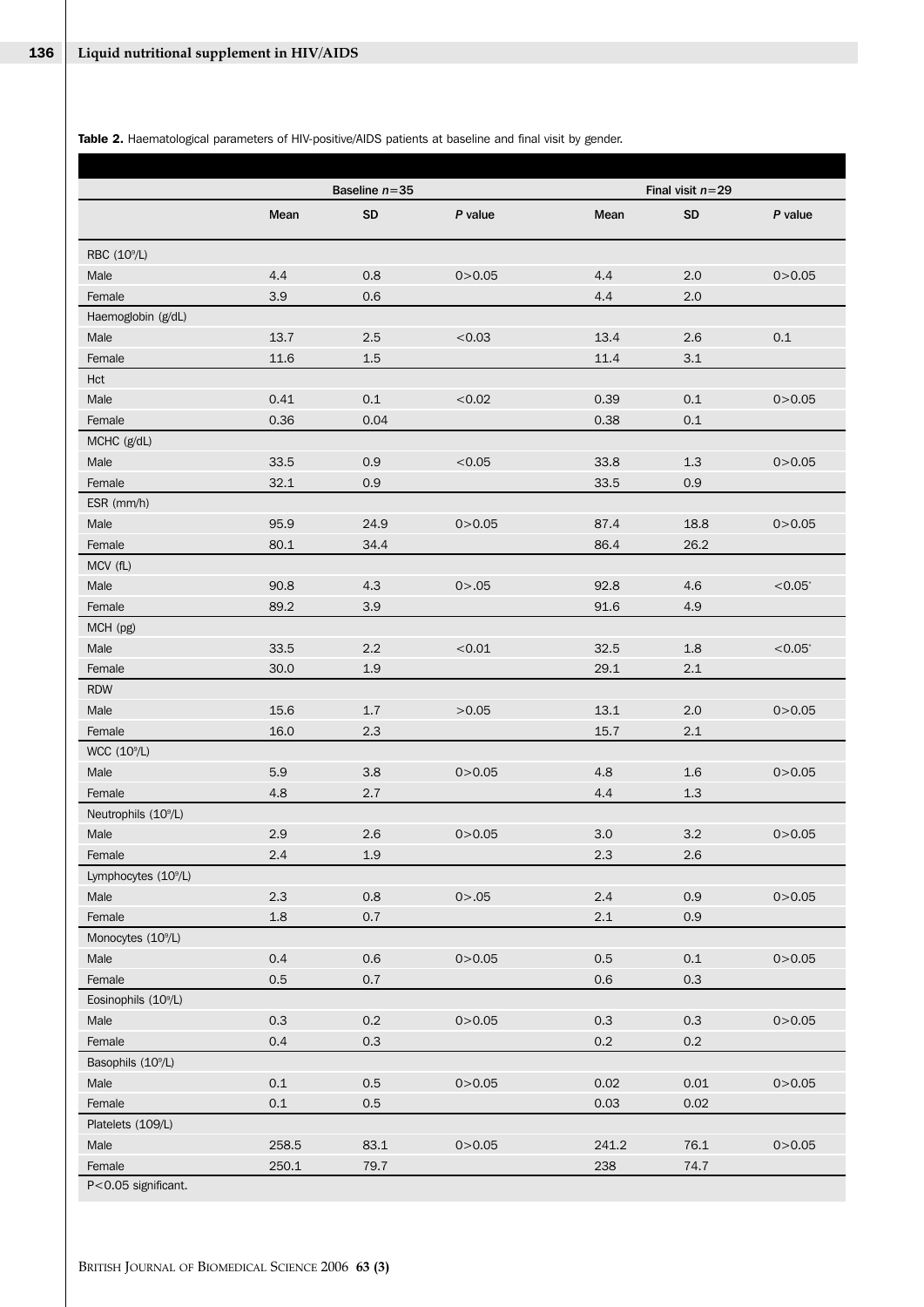**Table 2.** Haematological parameters of HIV-positive/AIDS patients at baseline and final visit by gender.

| | Baseline $n=35$ | | | Final visit $n=29$ | | |
|---|---|---|---|---|---|---|
| | Mean | SD | *P* value | Mean | SD | *P* value |
| RBC ($10^9$/L) | | | | | | |
| Male | 4.4 | 0.8 | 0>0.05 | 4.4 | 2.0 | 0>0.05 |
| Female | 3.9 | 0.6 | | 4.4 | 2.0 | |
| Haemoglobin (g/dL) | | | | | | |
| Male | 13.7 | 2.5 | <0.03 | 13.4 | 2.6 | 0.1 |
| Female | 11.6 | 1.5 | | 11.4 | 3.1 | |
| Hct | | | | | | |
| Male | 0.41 | 0.1 | <0.02 | 0.39 | 0.1 | 0>0.05 |
| Female | 0.36 | 0.04 | | 0.38 | 0.1 | |
| MCHC (g/dL) | | | | | | |
| Male | 33.5 | 0.9 | <0.05 | 33.8 | 1.3 | 0>0.05 |
| Female | 32.1 | 0.9 | | 33.5 | 0.9 | |
| ESR (mm/h) | | | | | | |
| Male | 95.9 | 24.9 | 0>0.05 | 87.4 | 18.8 | 0>0.05 |
| Female | 80.1 | 34.4 | | 86.4 | 26.2 | |
| MCV (fL) | | | | | | |
| Male | 90.8 | 4.3 | 0>.05 | 92.8 | 4.6 | <0.05* |
| Female | 89.2 | 3.9 | | 91.6 | 4.9 | |
| MCH (pg) | | | | | | |
| Male | 33.5 | 2.2 | <0.01 | 32.5 | 1.8 | <0.05* |
| Female | 30.0 | 1.9 | | 29.1 | 2.1 | |
| RDW | | | | | | |
| Male | 15.6 | 1.7 | >0.05 | 13.1 | 2.0 | 0>0.05 |
| Female | 16.0 | 2.3 | | 15.7 | 2.1 | |
| WCC ($10^9$/L) | | | | | | |
| Male | 5.9 | 3.8 | 0>0.05 | 4.8 | 1.6 | 0>0.05 |
| Female | 4.8 | 2.7 | | 4.4 | 1.3 | |
| Neutrophils ($10^9$/L) | | | | | | |
| Male | 2.9 | 2.6 | 0>0.05 | 3.0 | 3.2 | 0>0.05 |
| Female | 2.4 | 1.9 | | 2.3 | 2.6 | |
| Lymphocytes ($10^9$/L) | | | | | | |
| Male | 2.3 | 0.8 | 0>.05 | 2.4 | 0.9 | 0>0.05 |
| Female | 1.8 | 0.7 | | 2.1 | 0.9 | |
| Monocytes ($10^9$/L) | | | | | | |
| Male | 0.4 | 0.6 | 0>0.05 | 0.5 | 0.1 | 0>0.05 |
| Female | 0.5 | 0.7 | | 0.6 | 0.3 | |
| Eosinophils ($10^9$/L) | | | | | | |
| Male | 0.3 | 0.2 | 0>0.05 | 0.3 | 0.3 | 0>0.05 |
| Female | 0.4 | 0.3 | | 0.2 | 0.2 | |
| Basophils ($10^9$/L) | | | | | | |
| Male | 0.1 | 0.5 | 0>0.05 | 0.02 | 0.01 | 0>0.05 |
| Female | 0.1 | 0.5 | | 0.03 | 0.02 | |
| Platelets (109/L) | | | | | | |
| Male | 258.5 | 83.1 | 0>0.05 | 241.2 | 76.1 | 0>0.05 |
| Female | 250.1 | 79.7 | | 238 | 74.7 | |

P<0.05 significant.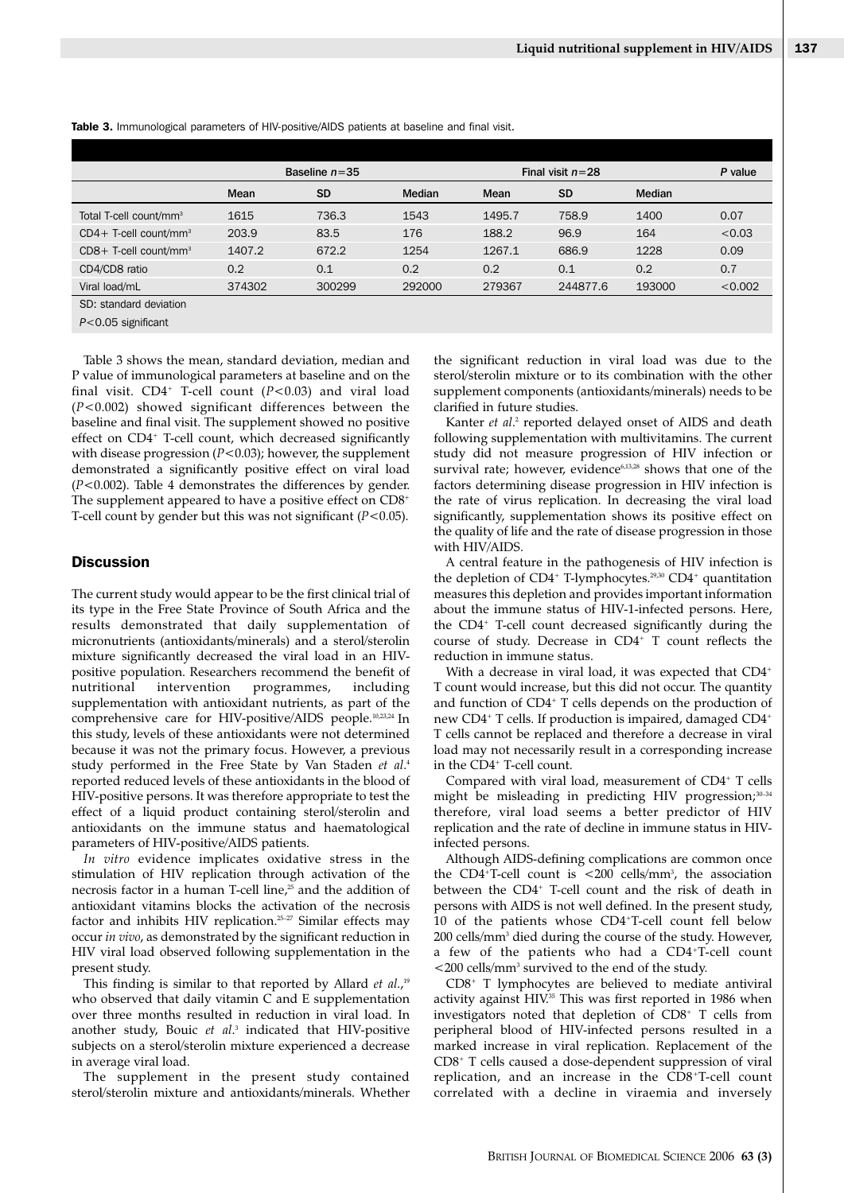**Table 3.** Immunological parameters of HIV-positive/AIDS patients at baseline and final visit.

| | Baseline $n=35$ | | | Final visit $n=28$ | | | *P* value |
|---|---|---|---|---|---|---|---|
| | Mean | SD | Median | Mean | SD | Median | |
| Total T-cell count/mm$^3$ | 1615 | 736.3 | 1543 | 1495.7 | 758.9 | 1400 | 0.07 |
| CD4+ T-cell count/mm$^3$ | 203.9 | 83.5 | 176 | 188.2 | 96.9 | 164 | <0.03 |
| CD8+ T-cell count/mm$^3$ | 1407.2 | 672.2 | 1254 | 1267.1 | 686.9 | 1228 | 0.09 |
| CD4/CD8 ratio | 0.2 | 0.1 | 0.2 | 0.2 | 0.1 | 0.2 | 0.7 |
| Viral load/mL | 374302 | 300299 | 292000 | 279367 | 244877.6 | 193000 | <0.002 |

SD: standard deviation

*P*<0.05 significant

Table 3 shows the mean, standard deviation, median and P value of immunological parameters at baseline and on the final visit. CD4$^+$ T-cell count ($P<0.03$) and viral load ($P<0.002$) showed significant differences between the baseline and final visit. The supplement showed no positive effect on CD4$^+$ T-cell count, which decreased significantly with disease progression ($P<0.03$); however, the supplement demonstrated a significantly positive effect on viral load ($P<0.002$). Table 4 demonstrates the differences by gender. The supplement appeared to have a positive effect on CD8$^+$ T-cell count by gender but this was not significant ($P<0.05$).

## Discussion

The current study would appear to be the first clinical trial of its type in the Free State Province of South Africa and the results demonstrated that daily supplementation of micronutrients (antioxidants/minerals) and a sterol/sterolin mixture significantly decreased the viral load in an HIV-positive population. Researchers recommend the benefit of nutritional intervention programmes, including supplementation with antioxidant nutrients, as part of the comprehensive care for HIV-positive/AIDS people.[10,23,24] In this study, levels of these antioxidants were not determined because it was not the primary focus. However, a previous study performed in the Free State by Van Staden *et al*.[4] reported reduced levels of these antioxidants in the blood of HIV-positive persons. It was therefore appropriate to test the effect of a liquid product containing sterol/sterolin and antioxidants on the immune status and haematological parameters of HIV-positive/AIDS patients.

*In vitro* evidence implicates oxidative stress in the stimulation of HIV replication through activation of the necrosis factor in a human T-cell line,[25] and the addition of antioxidant vitamins blocks the activation of the necrosis factor and inhibits HIV replication.[25–27] Similar effects may occur *in vivo*, as demonstrated by the significant reduction in HIV viral load observed following supplementation in the present study.

This finding is similar to that reported by Allard *et al*.,[19] who observed that daily vitamin C and E supplementation over three months resulted in reduction in viral load. In another study, Bouic *et al*.[3] indicated that HIV-positive subjects on a sterol/sterolin mixture experienced a decrease in average viral load.

The supplement in the present study contained sterol/sterolin mixture and antioxidants/minerals. Whether the significant reduction in viral load was due to the sterol/sterolin mixture or to its combination with the other supplement components (antioxidants/minerals) needs to be clarified in future studies.

Kanter *et al*.[2] reported delayed onset of AIDS and death following supplementation with multivitamins. The current study did not measure progression of HIV infection or survival rate; however, evidence[6,13,28] shows that one of the factors determining disease progression in HIV infection is the rate of virus replication. In decreasing the viral load significantly, supplementation shows its positive effect on the quality of life and the rate of disease progression in those with HIV/AIDS.

A central feature in the pathogenesis of HIV infection is the depletion of CD4$^+$ T-lymphocytes.[29,30] CD4$^+$ quantitation measures this depletion and provides important information about the immune status of HIV-1-infected persons. Here, the CD4$^+$ T-cell count decreased significantly during the course of study. Decrease in CD4$^+$ T count reflects the reduction in immune status.

With a decrease in viral load, it was expected that CD4$^+$ T count would increase, but this did not occur. The quantity and function of CD4$^+$ T cells depends on the production of new CD4$^+$ T cells. If production is impaired, damaged CD4$^+$ T cells cannot be replaced and therefore a decrease in viral load may not necessarily result in a corresponding increase in the CD4$^+$ T-cell count.

Compared with viral load, measurement of CD4$^+$ T cells might be misleading in predicting HIV progression;[30–34] therefore, viral load seems a better predictor of HIV replication and the rate of decline in immune status in HIV-infected persons.

Although AIDS-defining complications are common once the CD4$^+$T-cell count is <200 cells/mm$^3$, the association between the CD4$^+$ T-cell count and the risk of death in persons with AIDS is not well defined. In the present study, 10 of the patients whose CD4$^+$T-cell count fell below 200 cells/mm$^3$ died during the course of the study. However, a few of the patients who had a CD4$^+$T-cell count <200 cells/mm$^3$ survived to the end of the study.

CD8$^+$ T lymphocytes are believed to mediate antiviral activity against HIV.[35] This was first reported in 1986 when investigators noted that depletion of CD8$^+$ T cells from peripheral blood of HIV-infected persons resulted in a marked increase in viral replication. Replacement of the CD8$^+$ T cells caused a dose-dependent suppression of viral replication, and an increase in the CD8$^+$T-cell count correlated with a decline in viraemia and inversely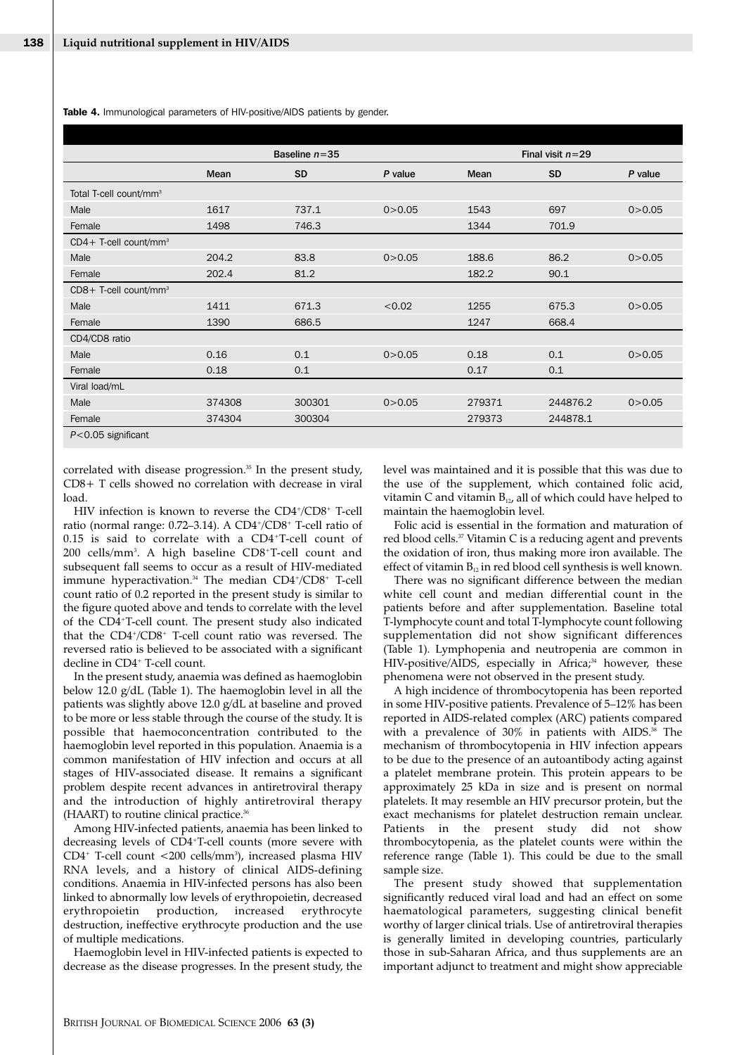**Table 4.** Immunological parameters of HIV-positive/AIDS patients by gender.

| | Baseline $n=35$ | | | Final visit $n=29$ | | |
|---|---|---|---|---|---|---|
| | Mean | SD | *P* value | Mean | SD | *P* value |
| Total T-cell count/mm³ | | | | | | |
| Male | 1617 | 737.1 | 0>0.05 | 1543 | 697 | 0>0.05 |
| Female | 1498 | 746.3 | | 1344 | 701.9 | |
| CD4+ T-cell count/mm³ | | | | | | |
| Male | 204.2 | 83.8 | 0>0.05 | 188.6 | 86.2 | 0>0.05 |
| Female | 202.4 | 81.2 | | 182.2 | 90.1 | |
| CD8+ T-cell count/mm³ | | | | | | |
| Male | 1411 | 671.3 | <0.02 | 1255 | 675.3 | 0>0.05 |
| Female | 1390 | 686.5 | | 1247 | 668.4 | |
| CD4/CD8 ratio | | | | | | |
| Male | 0.16 | 0.1 | 0>0.05 | 0.18 | 0.1 | 0>0.05 |
| Female | 0.18 | 0.1 | | 0.17 | 0.1 | |
| Viral load/mL | | | | | | |
| Male | 374308 | 300301 | 0>0.05 | 279371 | 244876.2 | 0>0.05 |
| Female | 374304 | 300304 | | 279373 | 244878.1 | |

*P*<0.05 significant

correlated with disease progression.[35] In the present study, CD8+ T cells showed no correlation with decrease in viral load.

HIV infection is known to reverse the $CD4^+/CD8^+$ T-cell ratio (normal range: 0.72–3.14). A $CD4^+/CD8^+$ T-cell ratio of 0.15 is said to correlate with a $CD4^+$T-cell count of 200 cells/mm³. A high baseline $CD8^+$T-cell count and subsequent fall seems to occur as a result of HIV-mediated immune hyperactivation.[34] The median $CD4^+/CD8^+$ T-cell count ratio of 0.2 reported in the present study is similar to the figure quoted above and tends to correlate with the level of the $CD4^+$T-cell count. The present study also indicated that the $CD4^+/CD8^+$ T-cell count ratio was reversed. The reversed ratio is believed to be associated with a significant decline in $CD4^+$ T-cell count.

In the present study, anaemia was defined as haemoglobin below 12.0 g/dL (Table 1). The haemoglobin level in all the patients was slightly above 12.0 g/dL at baseline and proved to be more or less stable through the course of the study. It is possible that haemoconcentration contributed to the haemoglobin level reported in this population. Anaemia is a common manifestation of HIV infection and occurs at all stages of HIV-associated disease. It remains a significant problem despite recent advances in antiretroviral therapy and the introduction of highly antiretroviral therapy (HAART) to routine clinical practice.[36]

Among HIV-infected patients, anaemia has been linked to decreasing levels of $CD4^+$T-cell counts (more severe with $CD4^+$ T-cell count <200 cells/mm³), increased plasma HIV RNA levels, and a history of clinical AIDS-defining conditions. Anaemia in HIV-infected persons has also been linked to abnormally low levels of erythropoietin, decreased erythropoietin production, increased erythrocyte destruction, ineffective erythrocyte production and the use of multiple medications.

Haemoglobin level in HIV-infected patients is expected to decrease as the disease progresses. In the present study, the level was maintained and it is possible that this was due to the use of the supplement, which contained folic acid, vitamin C and vitamin $B_{12}$, all of which could have helped to maintain the haemoglobin level.

Folic acid is essential in the formation and maturation of red blood cells.[37] Vitamin C is a reducing agent and prevents the oxidation of iron, thus making more iron available. The effect of vitamin $B_{12}$ in red blood cell synthesis is well known.

There was no significant difference between the median white cell count and median differential count in the patients before and after supplementation. Baseline total T-lymphocyte count and total T-lymphocyte count following supplementation did not show significant differences (Table 1). Lymphopenia and neutropenia are common in HIV-positive/AIDS, especially in Africa;[34] however, these phenomena were not observed in the present study.

A high incidence of thrombocytopenia has been reported in some HIV-positive patients. Prevalence of 5–12% has been reported in AIDS-related complex (ARC) patients compared with a prevalence of 30% in patients with AIDS.[38] The mechanism of thrombocytopenia in HIV infection appears to be due to the presence of an autoantibody acting against a platelet membrane protein. This protein appears to be approximately 25 kDa in size and is present on normal platelets. It may resemble an HIV precursor protein, but the exact mechanisms for platelet destruction remain unclear. Patients in the present study did not show thrombocytopenia, as the platelet counts were within the reference range (Table 1). This could be due to the small sample size.

The present study showed that supplementation significantly reduced viral load and had an effect on some haematological parameters, suggesting clinical benefit worthy of larger clinical trials. Use of antiretroviral therapies is generally limited in developing countries, particularly those in sub-Saharan Africa, and thus supplements are an important adjunct to treatment and might show appreciable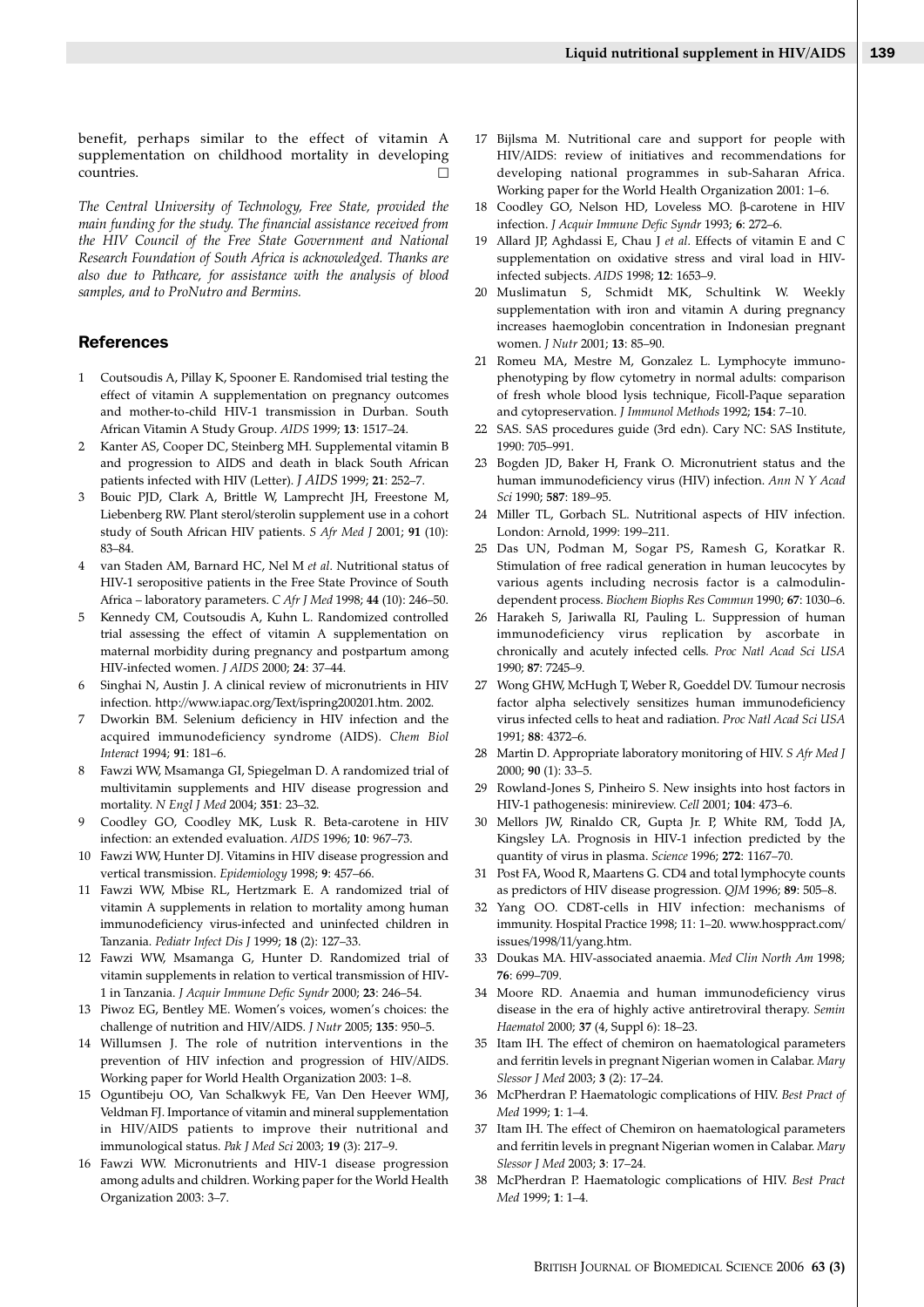benefit, perhaps similar to the effect of vitamin A supplementation on childhood mortality in developing countries. □

*The Central University of Technology, Free State, provided the main funding for the study. The financial assistance received from the HIV Council of the Free State Government and National Research Foundation of South Africa is acknowledged. Thanks are also due to Pathcare, for assistance with the analysis of blood samples, and to ProNutro and Bermins.*

## References

1. Coutsoudis A, Pillay K, Spooner E. Randomised trial testing the effect of vitamin A supplementation on pregnancy outcomes and mother-to-child HIV-1 transmission in Durban. South African Vitamin A Study Group. *AIDS* 1999; **13**: 1517–24.
2. Kanter AS, Cooper DC, Steinberg MH. Supplemental vitamin B and progression to AIDS and death in black South African patients infected with HIV (Letter). *J AIDS* 1999; **21**: 252–7.
3. Bouic PJD, Clark A, Brittle W, Lamprecht JH, Freestone M, Liebenberg RW. Plant sterol/sterolin supplement use in a cohort study of South African HIV patients. *S Afr Med J* 2001; **91** (10): 83–84.
4. van Staden AM, Barnard HC, Nel M *et al*. Nutritional status of HIV-1 seropositive patients in the Free State Province of South Africa – laboratory parameters. *C Afr J Med* 1998; **44** (10): 246–50.
5. Kennedy CM, Coutsoudis A, Kuhn L. Randomized controlled trial assessing the effect of vitamin A supplementation on maternal morbidity during pregnancy and postpartum among HIV-infected women. *J AIDS* 2000; **24**: 37–44.
6. Singhai N, Austin J. A clinical review of micronutrients in HIV infection. http://www.iapac.org/Text/ispring200201.htm. 2002.
7. Dworkin BM. Selenium deficiency in HIV infection and the acquired immunodeficiency syndrome (AIDS). *Chem Biol Interact* 1994; **91**: 181–6.
8. Fawzi WW, Msamanga GI, Spiegelman D. A randomized trial of multivitamin supplements and HIV disease progression and mortality. *N Engl J Med* 2004; **351**: 23–32.
9. Coodley GO, Coodley MK, Lusk R. Beta-carotene in HIV infection: an extended evaluation. *AIDS* 1996; **10**: 967–73.
10. Fawzi WW, Hunter DJ. Vitamins in HIV disease progression and vertical transmission. *Epidemiology* 1998; **9**: 457–66.
11. Fawzi WW, Mbise RL, Hertzmark E. A randomized trial of vitamin A supplements in relation to mortality among human immunodeficiency virus-infected and uninfected children in Tanzania. *Pediatr Infect Dis J* 1999; **18** (2): 127–33.
12. Fawzi WW, Msamanga G, Hunter D. Randomized trial of vitamin supplements in relation to vertical transmission of HIV-1 in Tanzania. *J Acquir Immune Defic Syndr* 2000; **23**: 246–54.
13. Piwoz EG, Bentley ME. Women's voices, women's choices: the challenge of nutrition and HIV/AIDS. *J Nutr* 2005; **135**: 950–5.
14. Willumsen J. The role of nutrition interventions in the prevention of HIV infection and progression of HIV/AIDS. Working paper for World Health Organization 2003: 1–8.
15. Oguntibeju OO, Van Schalkwyk FE, Van Den Heever WMJ, Veldman FJ. Importance of vitamin and mineral supplementation in HIV/AIDS patients to improve their nutritional and immunological status. *Pak J Med Sci* 2003; **19** (3): 217–9.
16. Fawzi WW. Micronutrients and HIV-1 disease progression among adults and children. Working paper for the World Health Organization 2003: 3–7.
17. Bijlsma M. Nutritional care and support for people with HIV/AIDS: review of initiatives and recommendations for developing national programmes in sub-Saharan Africa. Working paper for the World Health Organization 2001: 1–6.
18. Coodley GO, Nelson HD, Loveless MO. β-carotene in HIV infection. *J Acquir Immune Defic Syndr* 1993; **6**: 272–6.
19. Allard JP, Aghdassi E, Chau J *et al*. Effects of vitamin E and C supplementation on oxidative stress and viral load in HIV-infected subjects. *AIDS* 1998; **12**: 1653–9.
20. Muslimatun S, Schmidt MK, Schultink W. Weekly supplementation with iron and vitamin A during pregnancy increases haemoglobin concentration in Indonesian pregnant women. *J Nutr* 2001; **13**: 85–90.
21. Romeu MA, Mestre M, Gonzalez L. Lymphocyte immunophenotyping by flow cytometry in normal adults: comparison of fresh whole blood lysis technique, Ficoll-Paque separation and cytopreservation. *J Immunol Methods* 1992; **154**: 7–10.
22. SAS. SAS procedures guide (3rd edn). Cary NC: SAS Institute, 1990: 705–991.
23. Bogden JD, Baker H, Frank O. Micronutrient status and the human immunodeficiency virus (HIV) infection. *Ann N Y Acad Sci* 1990; **587**: 189–95.
24. Miller TL, Gorbach SL. Nutritional aspects of HIV infection. London: Arnold, 1999: 199–211.
25. Das UN, Podman M, Sogar PS, Ramesh G, Koratkar R. Stimulation of free radical generation in human leucocytes by various agents including necrosis factor is a calmodulin-dependent process. *Biochem Biophs Res Commun* 1990; **67**: 1030–6.
26. Harakeh S, Jariwalla RI, Pauling L. Suppression of human immunodeficiency virus replication by ascorbate in chronically and acutely infected cells. *Proc Natl Acad Sci USA* 1990; **87**: 7245–9.
27. Wong GHW, McHugh T, Weber R, Goeddel DV. Tumour necrosis factor alpha selectively sensitizes human immunodeficiency virus infected cells to heat and radiation. *Proc Natl Acad Sci USA* 1991; **88**: 4372–6.
28. Martin D. Appropriate laboratory monitoring of HIV. *S Afr Med J* 2000; **90** (1): 33–5.
29. Rowland-Jones S, Pinheiro S. New insights into host factors in HIV-1 pathogenesis: minireview. *Cell* 2001; **104**: 473–6.
30. Mellors JW, Rinaldo CR, Gupta Jr. P, White RM, Todd JA, Kingsley LA. Prognosis in HIV-1 infection predicted by the quantity of virus in plasma. *Science* 1996; **272**: 1167–70.
31. Post FA, Wood R, Maartens G. CD4 and total lymphocyte counts as predictors of HIV disease progression. *QJM* 1996; **89**: 505–8.
32. Yang OO. CD8T-cells in HIV infection: mechanisms of immunity. Hospital Practice 1998; 11: 1–20. www.hosppract.com/issues/1998/11/yang.htm.
33. Doukas MA. HIV-associated anaemia. *Med Clin North Am* 1998; **76**: 699–709.
34. Moore RD. Anaemia and human immunodeficiency virus disease in the era of highly active antiretroviral therapy. *Semin Haematol* 2000; **37** (4, Suppl 6): 18–23.
35. Itam IH. The effect of chemiron on haematological parameters and ferritin levels in pregnant Nigerian women in Calabar. *Mary Slessor J Med* 2003; **3** (2): 17–24.
36. McPherdran P. Haematologic complications of HIV. *Best Pract of Med* 1999; **1**: 1–4.
37. Itam IH. The effect of Chemiron on haematological parameters and ferritin levels in pregnant Nigerian women in Calabar. *Mary Slessor J Med* 2003; **3**: 17–24.
38. McPherdran P. Haematologic complications of HIV. *Best Pract Med* 1999; **1**: 1–4.